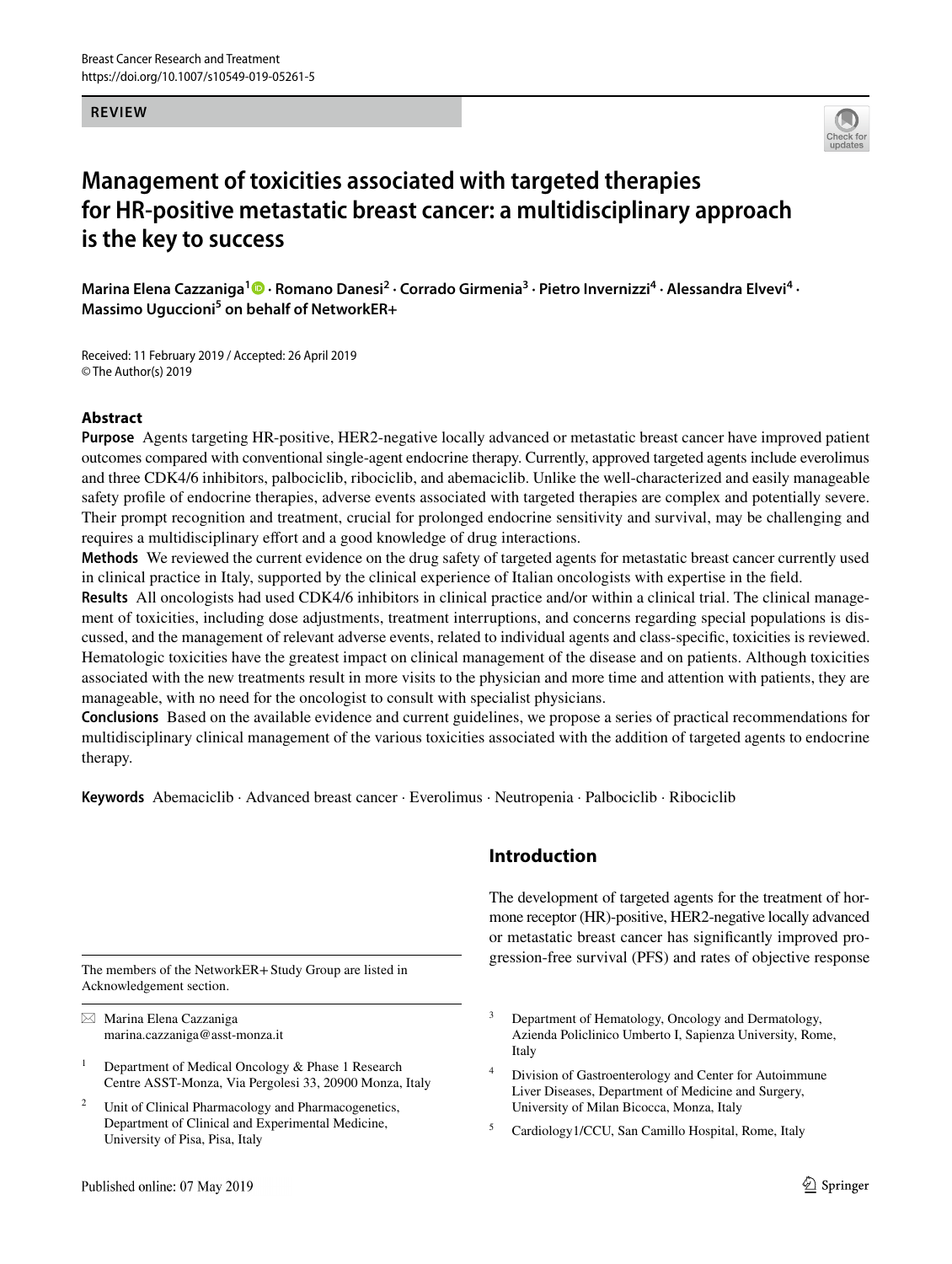**REVIEW**

# Management of toxicities associated with targeted therapies for HR-positive metastatic breast cancer: a multidisciplinary approach is the key to success

**Marina Elena Cazzaniga[1] · Romano Danesi[2] · Corrado Girmenia[3] · Pietro Invernizzi[4] · Alessandra Elvevi[4] · Massimo Uguccioni[5] on behalf of NetworkER+**

Received: 11 February 2019 / Accepted: 26 April 2019
© The Author(s) 2019

## Abstract

**Purpose** Agents targeting HR-positive, HER2-negative locally advanced or metastatic breast cancer have improved patient outcomes compared with conventional single-agent endocrine therapy. Currently, approved targeted agents include everolimus and three CDK4/6 inhibitors, palbociclib, ribociclib, and abemaciclib. Unlike the well-characterized and easily manageable safety profile of endocrine therapies, adverse events associated with targeted therapies are complex and potentially severe. Their prompt recognition and treatment, crucial for prolonged endocrine sensitivity and survival, may be challenging and requires a multidisciplinary effort and a good knowledge of drug interactions.

**Methods** We reviewed the current evidence on the drug safety of targeted agents for metastatic breast cancer currently used in clinical practice in Italy, supported by the clinical experience of Italian oncologists with expertise in the field.

**Results** All oncologists had used CDK4/6 inhibitors in clinical practice and/or within a clinical trial. The clinical management of toxicities, including dose adjustments, treatment interruptions, and concerns regarding special populations is discussed, and the management of relevant adverse events, related to individual agents and class-specific, toxicities is reviewed. Hematologic toxicities have the greatest impact on clinical management of the disease and on patients. Although toxicities associated with the new treatments result in more visits to the physician and more time and attention with patients, they are manageable, with no need for the oncologist to consult with specialist physicians.

**Conclusions** Based on the available evidence and current guidelines, we propose a series of practical recommendations for multidisciplinary clinical management of the various toxicities associated with the addition of targeted agents to endocrine therapy.

**Keywords** Abemaciclib · Advanced breast cancer · Everolimus · Neutropenia · Palbociclib · Ribociclib

## Introduction

The development of targeted agents for the treatment of hormone receptor (HR)-positive, HER2-negative locally advanced or metastatic breast cancer has significantly improved progression-free survival (PFS) and rates of objective response

---

The members of the NetworkER+ Study Group are listed in Acknowledgement section.

✉ Marina Elena Cazzaniga
marina.cazzaniga@asst-monza.it

[1] Department of Medical Oncology & Phase 1 Research Centre ASST-Monza, Via Pergolesi 33, 20900 Monza, Italy

[2] Unit of Clinical Pharmacology and Pharmacogenetics, Department of Clinical and Experimental Medicine, University of Pisa, Pisa, Italy

[3] Department of Hematology, Oncology and Dermatology, Azienda Policlinico Umberto I, Sapienza University, Rome, Italy

[4] Division of Gastroenterology and Center for Autoimmune Liver Diseases, Department of Medicine and Surgery, University of Milan Bicocca, Monza, Italy

[5] Cardiology1/CCU, San Camillo Hospital, Rome, Italy

Published online: 07 May 2019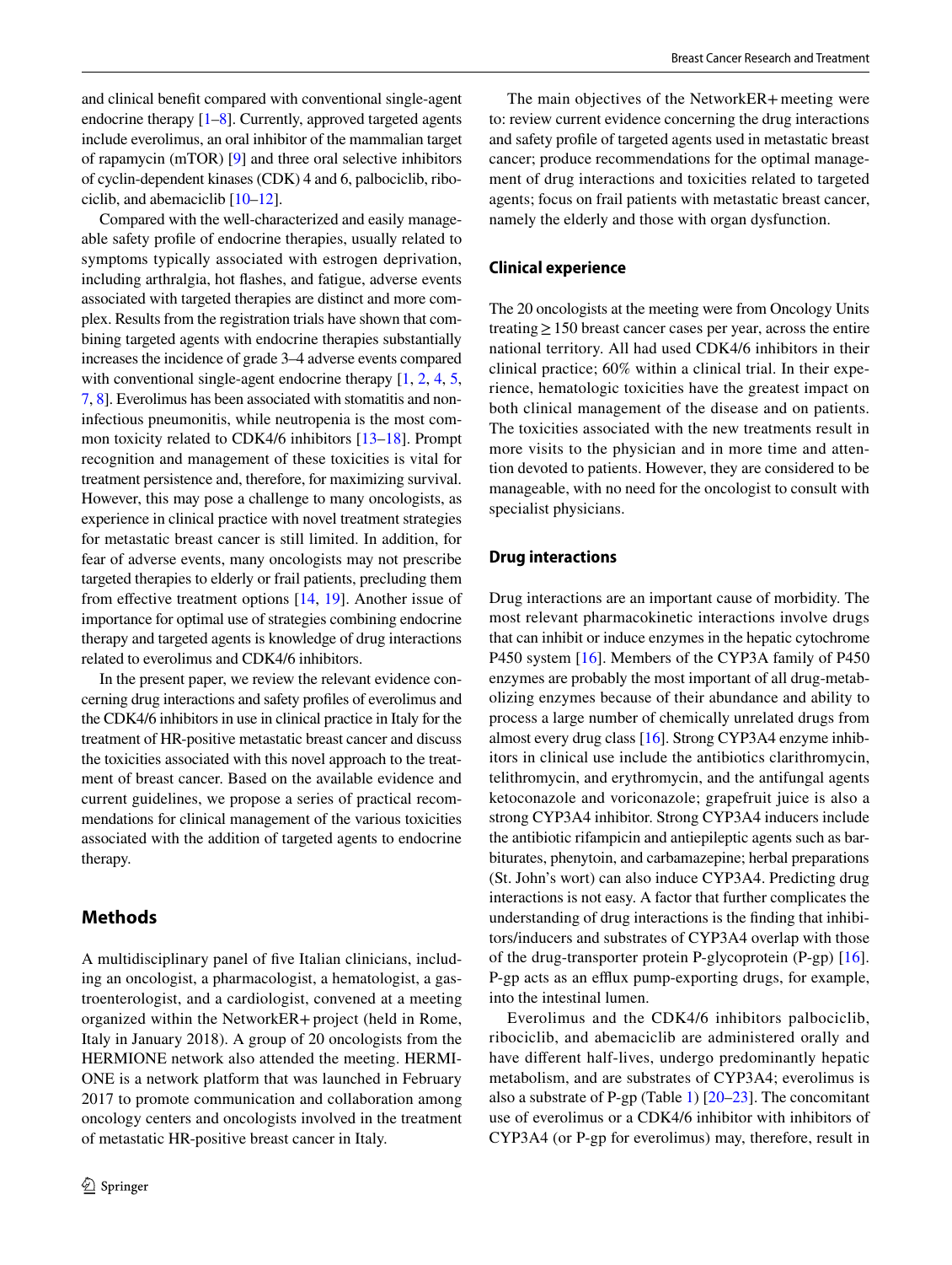and clinical benefit compared with conventional single-agent endocrine therapy [1–8]. Currently, approved targeted agents include everolimus, an oral inhibitor of the mammalian target of rapamycin (mTOR) [9] and three oral selective inhibitors of cyclin-dependent kinases (CDK) 4 and 6, palbociclib, ribociclib, and abemaciclib [10–12].

Compared with the well-characterized and easily manageable safety profile of endocrine therapies, usually related to symptoms typically associated with estrogen deprivation, including arthralgia, hot flashes, and fatigue, adverse events associated with targeted therapies are distinct and more complex. Results from the registration trials have shown that combining targeted agents with endocrine therapies substantially increases the incidence of grade 3–4 adverse events compared with conventional single-agent endocrine therapy [1, 2, 4, 5, 7, 8]. Everolimus has been associated with stomatitis and non-infectious pneumonitis, while neutropenia is the most common toxicity related to CDK4/6 inhibitors [13–18]. Prompt recognition and management of these toxicities is vital for treatment persistence and, therefore, for maximizing survival. However, this may pose a challenge to many oncologists, as experience in clinical practice with novel treatment strategies for metastatic breast cancer is still limited. In addition, for fear of adverse events, many oncologists may not prescribe targeted therapies to elderly or frail patients, precluding them from effective treatment options [14, 19]. Another issue of importance for optimal use of strategies combining endocrine therapy and targeted agents is knowledge of drug interactions related to everolimus and CDK4/6 inhibitors.

In the present paper, we review the relevant evidence concerning drug interactions and safety profiles of everolimus and the CDK4/6 inhibitors in use in clinical practice in Italy for the treatment of HR-positive metastatic breast cancer and discuss the toxicities associated with this novel approach to the treatment of breast cancer. Based on the available evidence and current guidelines, we propose a series of practical recommendations for clinical management of the various toxicities associated with the addition of targeted agents to endocrine therapy.

## Methods

A multidisciplinary panel of five Italian clinicians, including an oncologist, a pharmacologist, a hematologist, a gastroenterologist, and a cardiologist, convened at a meeting organized within the NetworkER+ project (held in Rome, Italy in January 2018). A group of 20 oncologists from the HERMIONE network also attended the meeting. HERMIONE is a network platform that was launched in February 2017 to promote communication and collaboration among oncology centers and oncologists involved in the treatment of metastatic HR-positive breast cancer in Italy.

The main objectives of the NetworkER+ meeting were to: review current evidence concerning the drug interactions and safety profile of targeted agents used in metastatic breast cancer; produce recommendations for the optimal management of drug interactions and toxicities related to targeted agents; focus on frail patients with metastatic breast cancer, namely the elderly and those with organ dysfunction.

### Clinical experience

The 20 oncologists at the meeting were from Oncology Units treating ≥ 150 breast cancer cases per year, across the entire national territory. All had used CDK4/6 inhibitors in their clinical practice; 60% within a clinical trial. In their experience, hematologic toxicities have the greatest impact on both clinical management of the disease and on patients. The toxicities associated with the new treatments result in more visits to the physician and in more time and attention devoted to patients. However, they are considered to be manageable, with no need for the oncologist to consult with specialist physicians.

### Drug interactions

Drug interactions are an important cause of morbidity. The most relevant pharmacokinetic interactions involve drugs that can inhibit or induce enzymes in the hepatic cytochrome P450 system [16]. Members of the CYP3A family of P450 enzymes are probably the most important of all drug-metabolizing enzymes because of their abundance and ability to process a large number of chemically unrelated drugs from almost every drug class [16]. Strong CYP3A4 enzyme inhibitors in clinical use include the antibiotics clarithromycin, telithromycin, and erythromycin, and the antifungal agents ketoconazole and voriconazole; grapefruit juice is also a strong CYP3A4 inhibitor. Strong CYP3A4 inducers include the antibiotic rifampicin and antiepileptic agents such as barbiturates, phenytoin, and carbamazepine; herbal preparations (St. John's wort) can also induce CYP3A4. Predicting drug interactions is not easy. A factor that further complicates the understanding of drug interactions is the finding that inhibitors/inducers and substrates of CYP3A4 overlap with those of the drug-transporter protein P-glycoprotein (P-gp) [16]. P-gp acts as an efflux pump-exporting drugs, for example, into the intestinal lumen.

Everolimus and the CDK4/6 inhibitors palbociclib, ribociclib, and abemaciclib are administered orally and have different half-lives, undergo predominantly hepatic metabolism, and are substrates of CYP3A4; everolimus is also a substrate of P-gp (Table 1) [20–23]. The concomitant use of everolimus or a CDK4/6 inhibitor with inhibitors of CYP3A4 (or P-gp for everolimus) may, therefore, result in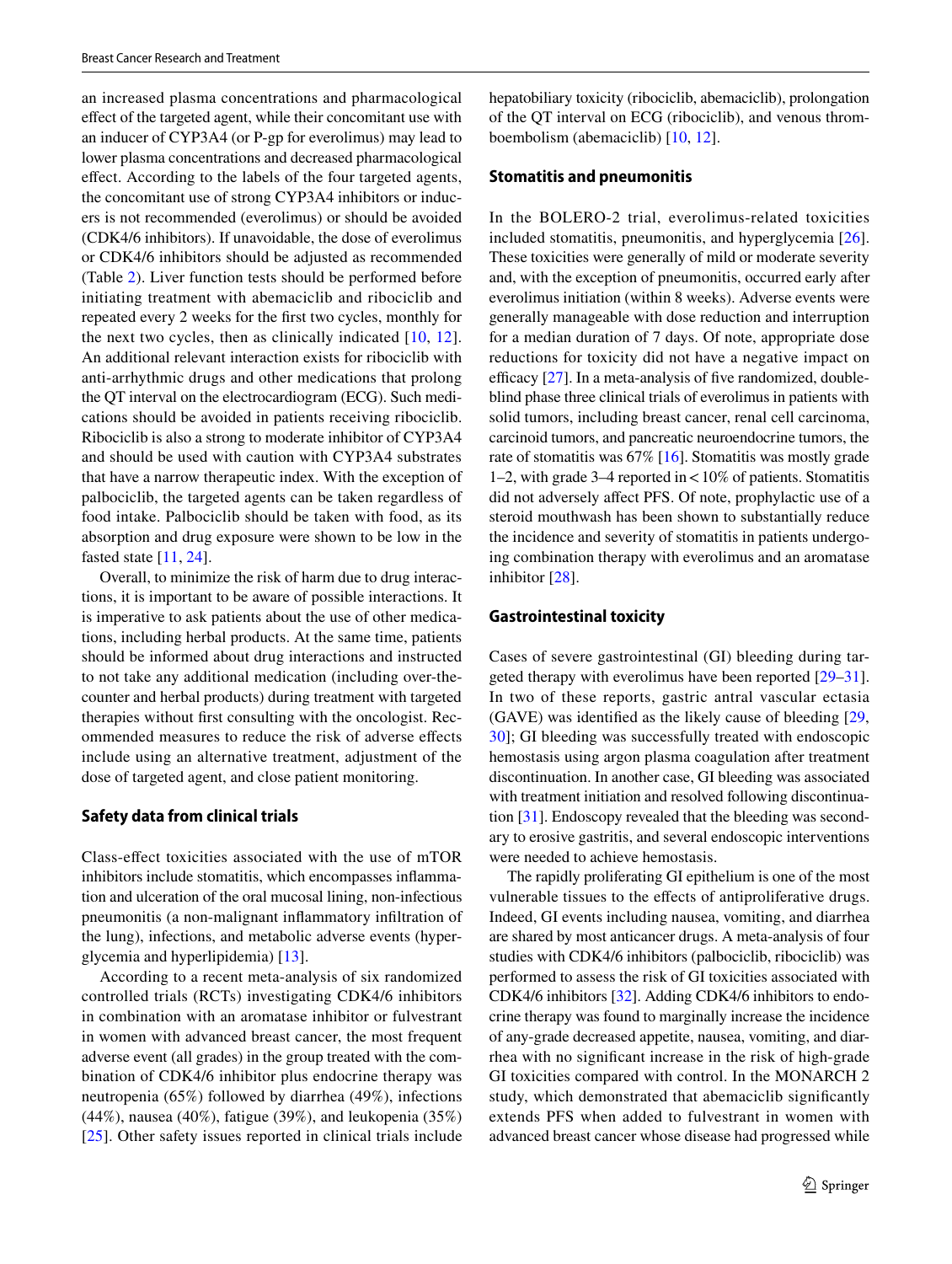an increased plasma concentrations and pharmacological effect of the targeted agent, while their concomitant use with an inducer of CYP3A4 (or P-gp for everolimus) may lead to lower plasma concentrations and decreased pharmacological effect. According to the labels of the four targeted agents, the concomitant use of strong CYP3A4 inhibitors or inducers is not recommended (everolimus) or should be avoided (CDK4/6 inhibitors). If unavoidable, the dose of everolimus or CDK4/6 inhibitors should be adjusted as recommended (Table 2). Liver function tests should be performed before initiating treatment with abemaciclib and ribociclib and repeated every 2 weeks for the first two cycles, monthly for the next two cycles, then as clinically indicated [10, 12]. An additional relevant interaction exists for ribociclib with anti-arrhythmic drugs and other medications that prolong the QT interval on the electrocardiogram (ECG). Such medications should be avoided in patients receiving ribociclib. Ribociclib is also a strong to moderate inhibitor of CYP3A4 and should be used with caution with CYP3A4 substrates that have a narrow therapeutic index. With the exception of palbociclib, the targeted agents can be taken regardless of food intake. Palbociclib should be taken with food, as its absorption and drug exposure were shown to be low in the fasted state [11, 24].

Overall, to minimize the risk of harm due to drug interactions, it is important to be aware of possible interactions. It is imperative to ask patients about the use of other medications, including herbal products. At the same time, patients should be informed about drug interactions and instructed to not take any additional medication (including over-the-counter and herbal products) during treatment with targeted therapies without first consulting with the oncologist. Recommended measures to reduce the risk of adverse effects include using an alternative treatment, adjustment of the dose of targeted agent, and close patient monitoring.

## Safety data from clinical trials

Class-effect toxicities associated with the use of mTOR inhibitors include stomatitis, which encompasses inflammation and ulceration of the oral mucosal lining, non-infectious pneumonitis (a non-malignant inflammatory infiltration of the lung), infections, and metabolic adverse events (hyperglycemia and hyperlipidemia) [13].

According to a recent meta-analysis of six randomized controlled trials (RCTs) investigating CDK4/6 inhibitors in combination with an aromatase inhibitor or fulvestrant in women with advanced breast cancer, the most frequent adverse event (all grades) in the group treated with the combination of CDK4/6 inhibitor plus endocrine therapy was neutropenia (65%) followed by diarrhea (49%), infections (44%), nausea (40%), fatigue (39%), and leukopenia (35%) [25]. Other safety issues reported in clinical trials include hepatobiliary toxicity (ribociclib, abemaciclib), prolongation of the QT interval on ECG (ribociclib), and venous thromboembolism (abemaciclib) [10, 12].

## Stomatitis and pneumonitis

In the BOLERO-2 trial, everolimus-related toxicities included stomatitis, pneumonitis, and hyperglycemia [26]. These toxicities were generally of mild or moderate severity and, with the exception of pneumonitis, occurred early after everolimus initiation (within 8 weeks). Adverse events were generally manageable with dose reduction and interruption for a median duration of 7 days. Of note, appropriate dose reductions for toxicity did not have a negative impact on efficacy [27]. In a meta-analysis of five randomized, double-blind phase three clinical trials of everolimus in patients with solid tumors, including breast cancer, renal cell carcinoma, carcinoid tumors, and pancreatic neuroendocrine tumors, the rate of stomatitis was 67% [16]. Stomatitis was mostly grade 1–2, with grade 3–4 reported in < 10% of patients. Stomatitis did not adversely affect PFS. Of note, prophylactic use of a steroid mouthwash has been shown to substantially reduce the incidence and severity of stomatitis in patients undergoing combination therapy with everolimus and an aromatase inhibitor [28].

## Gastrointestinal toxicity

Cases of severe gastrointestinal (GI) bleeding during targeted therapy with everolimus have been reported [29–31]. In two of these reports, gastric antral vascular ectasia (GAVE) was identified as the likely cause of bleeding [29, 30]; GI bleeding was successfully treated with endoscopic hemostasis using argon plasma coagulation after treatment discontinuation. In another case, GI bleeding was associated with treatment initiation and resolved following discontinuation [31]. Endoscopy revealed that the bleeding was secondary to erosive gastritis, and several endoscopic interventions were needed to achieve hemostasis.

The rapidly proliferating GI epithelium is one of the most vulnerable tissues to the effects of antiproliferative drugs. Indeed, GI events including nausea, vomiting, and diarrhea are shared by most anticancer drugs. A meta-analysis of four studies with CDK4/6 inhibitors (palbociclib, ribociclib) was performed to assess the risk of GI toxicities associated with CDK4/6 inhibitors [32]. Adding CDK4/6 inhibitors to endocrine therapy was found to marginally increase the incidence of any-grade decreased appetite, nausea, vomiting, and diarrhea with no significant increase in the risk of high-grade GI toxicities compared with control. In the MONARCH 2 study, which demonstrated that abemaciclib significantly extends PFS when added to fulvestrant in women with advanced breast cancer whose disease had progressed while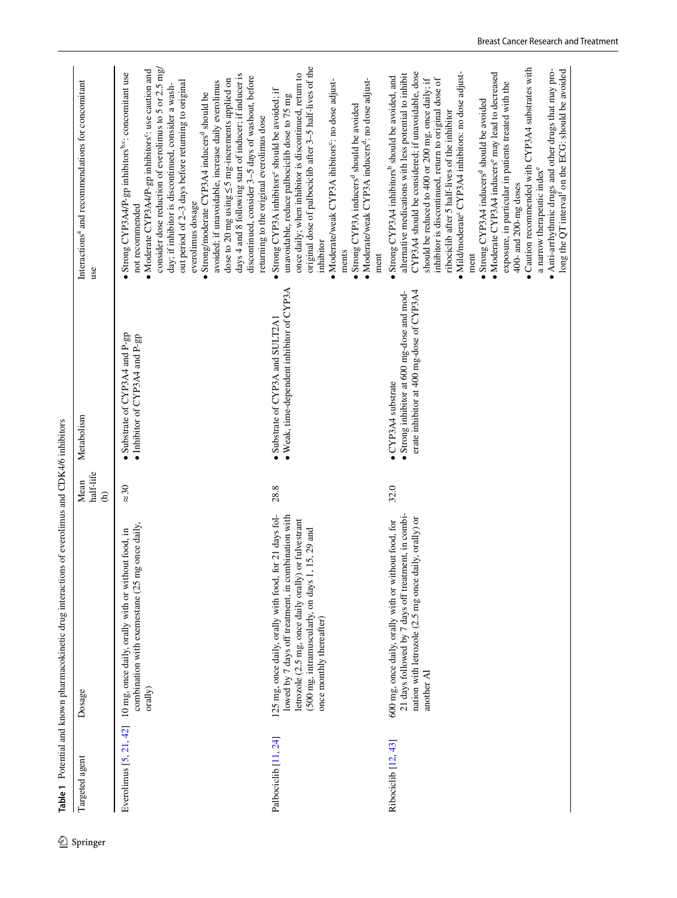**Table 1** Potential and known pharmacokinetic drug interactions of everolimus and CDK4/6 inhibitors

| Targeted agent | Dosage | Mean half-life (h) | Metabolism | Interactions[a] and recommendations for concomitant use |
|---|---|---|---|---|
| Everolimus [5, 21, 42] | 10 mg, once daily, orally with or without food, in combination with exemestane (25 mg once daily, orally) | ≈ 30 | • Substrate of CYP3A4 and P-gp<br>• Inhibitor of CYP3A4 and P-gp | • Strong CYP3A4/P-gp inhibitors[b,c]: concomitant use not recommended<br>• Moderate CYP3A4/P-gp inhibitors[c]: use caution and consider dose reduction of everolimus to 5 or 2.5 mg/day; if inhibitor is discontinued, consider a washout period of 2–3 days before returning to original everolimus dosage<br>• Strong/moderate CYP3A4 inducers[d] should be avoided: if unavoidable, increase daily everolimus dose to 20 mg using ≤ 5 mg-increments applied on days 4 and 8 following start of inducer; if inducer is discontinued, consider 3–5 days of washout, before returning to the original everolimus dose |
| Palbociclib [11, 24] | 125 mg, once daily, orally with food, for 21 days followed by 7 days off treatment, in combination with letrozole (2.5 mg, once daily orally) or fulvestrant (500 mg, intramuscularly, on days 1, 15, 29 and once monthly thereafter) | 28.8 | • Substrate of CYP3A and SULT2A1<br>• Weak, time-dependent inhibitor of CYP3A | • Strong CYP3A inhibitors[c] should be avoided; if unavoidable, reduce palbociclib dose to 75 mg once daily; when inhibitor is discontinued, return to original dose of palbociclib after 3–5 half-lives of the inhibitor<br>• Moderate/weak CYP3A ihibitors[c]: no dose adjustments<br>• Strong CYP3A inducers[d] should be avoided<br>• Moderate/weak CYP3A inducers[d]: no dose adjustment |
| Ribociclib [12, 43] | 600 mg, once daily, orally with or without food, for 21 days followed by 7 days off treatment, in combination with letrozole (2.5 mg once daily, orally) or another AI | 32.0 | • CYP3A4 substrate<br>• Strong inhibitor at 600 mg-dose and moderate inhibitor at 400 mg-dose of CYP3A4 | • Strong CYP3A4 inhibitors[b] should be avoided, and alternative medications with less potential to inhibit CYP3A4 should be considered; if unavoidable, dose should be reduced to 400 or 200 mg, once daily; if inhibitor is discontinued, return to original dose of ribociclib after 5 half-lives of the inhibitor<br>• Mild/moderate[c] CYP3A4 inhibitors: no dose adjustment<br>• Strong CYP3A4 inducers[d] should be avoided<br>• Moderate CYP3A4 inducers[e] may lead to decreased exposure, in particular in patients treated with the 400- and 200-mg doses<br>• Caution recommended with CYP3A4 substrates with a narrow therapeutic index[e]<br>• Anti-arrhythmic drugs and other drugs that may prolong the QT interval[f] on the ECG: should be avoided |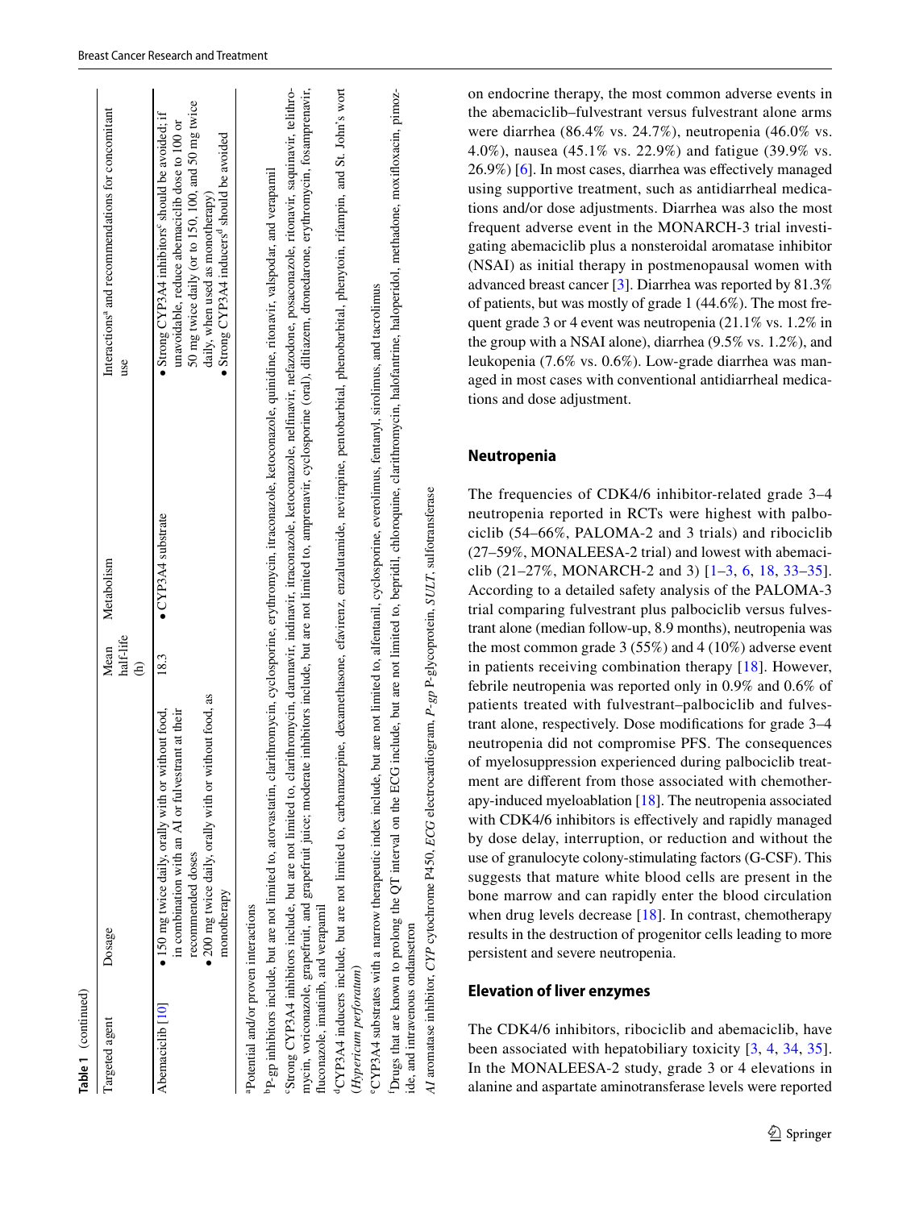**Table 1** (continued)

| Targeted agent | Dosage | Mean half-life (h) | Metabolism | Interactions[a] and recommendations for concomitant use |
|---|---|---|---|---|
| Abemaciclib [10] | • 150 mg twice daily, orally with or without food, in combination with an AI or fulvestrant at their recommended doses<br>• 200 mg twice daily, orally with or without food, as monotherapy | 18.3 | • CYP3A4 substrate | • Strong CYP3A4 inhibitors[c] should be avoided; if unavoidable, reduce abemaciclib dose to 100 or 50 mg twice daily (or to 150, 100, and 50 mg twice daily, when used as monotherapy)<br>• Strong CYP3A4 inducers[d] should be avoided |

[a]Potential and/or proven interactions

[b]P-gp inhibitors include, but are not limited to, atorvastatin, clarithromycin, cyclosporine, erythromycin, itraconazole, ketoconazole, quinidine, ritonavir, valspodar, and verapamil

[c]Strong CYP3A4 inhibitors include, but are not limited to, clarithromycin, darunavir, indinavir, itraconazole, ketoconazole, nelfinavir, nefazodone, posaconazole, ritonavir, saquinavir, telithromycin, voriconazole, grapefruit, and grapefruit juice; moderate inhibitors include, but are not limited to, amprenavir, cyclosporine (oral), diltiazem, dronedarone, erythromycin, fosamprenavir, fluconazole, imatinib, and verapamil

[d]CYP3A4 inducers include, but are not limited to, carbamazepine, dexamethasone, efavirenz, enzalutamide, nevirapine, pentobarbital, phenobarbital, phenytoin, rifampin, and St. John's wort (*Hypericum perforatum*)

[e]CYP3A4 substrates with a narrow therapeutic index include, but are not limited to, alfentanil, cyclosporine, everolimus, fentanyl, sirolimus, and tacrolimus

[f]Drugs that are known to prolong the QT interval on the ECG include, but are not limited to, bepridil, chloroquine, clarithromycin, halofantrine, haloperidol, methadone, moxifloxacin, pimozide, and intravenous ondansetron

*AI* aromatase inhibitor, *CYP* cytochrome P450, *ECG* electrocardiogram, *P-gp* P-glycoprotein, *SULT*, sulfotransferase

on endocrine therapy, the most common adverse events in the abemaciclib–fulvestrant versus fulvestrant alone arms were diarrhea (86.4% vs. 24.7%), neutropenia (46.0% vs. 4.0%), nausea (45.1% vs. 22.9%) and fatigue (39.9% vs. 26.9%) [6]. In most cases, diarrhea was effectively managed using supportive treatment, such as antidiarrheal medications and/or dose adjustments. Diarrhea was also the most frequent adverse event in the MONARCH-3 trial investigating abemaciclib plus a nonsteroidal aromatase inhibitor (NSAI) as initial therapy in postmenopausal women with advanced breast cancer [3]. Diarrhea was reported by 81.3% of patients, but was mostly of grade 1 (44.6%). The most frequent grade 3 or 4 event was neutropenia (21.1% vs. 1.2% in the group with a NSAI alone), diarrhea (9.5% vs. 1.2%), and leukopenia (7.6% vs. 0.6%). Low-grade diarrhea was managed in most cases with conventional antidiarrheal medications and dose adjustment.

## Neutropenia

The frequencies of CDK4/6 inhibitor-related grade 3–4 neutropenia reported in RCTs were highest with palbociclib (54–66%, PALOMA-2 and 3 trials) and ribociclib (27–59%, MONALEESA-2 trial) and lowest with abemaciclib (21–27%, MONARCH-2 and 3) [1–3, 6, 18, 33–35]. According to a detailed safety analysis of the PALOMA-3 trial comparing fulvestrant plus palbociclib versus fulvestrant alone (median follow-up, 8.9 months), neutropenia was the most common grade 3 (55%) and 4 (10%) adverse event in patients receiving combination therapy [18]. However, febrile neutropenia was reported only in 0.9% and 0.6% of patients treated with fulvestrant–palbociclib and fulvestrant alone, respectively. Dose modifications for grade 3–4 neutropenia did not compromise PFS. The consequences of myelosuppression experienced during palbociclib treatment are different from those associated with chemotherapy-induced myeloablation [18]. The neutropenia associated with CDK4/6 inhibitors is effectively and rapidly managed by dose delay, interruption, or reduction and without the use of granulocyte colony-stimulating factors (G-CSF). This suggests that mature white blood cells are present in the bone marrow and can rapidly enter the blood circulation when drug levels decrease [18]. In contrast, chemotherapy results in the destruction of progenitor cells leading to more persistent and severe neutropenia.

## Elevation of liver enzymes

The CDK4/6 inhibitors, ribociclib and abemaciclib, have been associated with hepatobiliary toxicity [3, 4, 34, 35]. In the MONALEESA-2 study, grade 3 or 4 elevations in alanine and aspartate aminotransferase levels were reported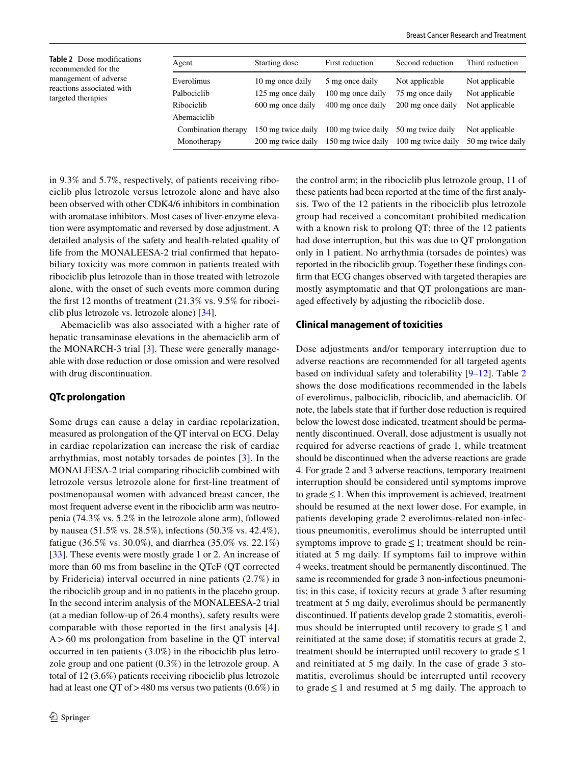**Table 2** Dose modifications recommended for the management of adverse reactions associated with targeted therapies

| Agent | Starting dose | First reduction | Second reduction | Third reduction |
|---|---|---|---|---|
| Everolimus | 10 mg once daily | 5 mg once daily | Not applicable | Not applicable |
| Palbociclib | 125 mg once daily | 100 mg once daily | 75 mg once daily | Not applicable |
| Ribociclib | 600 mg once daily | 400 mg once daily | 200 mg once daily | Not applicable |
| Abemaciclib | | | | |
| Combination therapy | 150 mg twice daily | 100 mg twice daily | 50 mg twice daily | Not applicable |
| Monotherapy | 200 mg twice daily | 150 mg twice daily | 100 mg twice daily | 50 mg twice daily |

in 9.3% and 5.7%, respectively, of patients receiving ribociclib plus letrozole versus letrozole alone and have also been observed with other CDK4/6 inhibitors in combination with aromatase inhibitors. Most cases of liver-enzyme elevation were asymptomatic and reversed by dose adjustment. A detailed analysis of the safety and health-related quality of life from the MONALEESA-2 trial confirmed that hepatobiliary toxicity was more common in patients treated with ribociclib plus letrozole than in those treated with letrozole alone, with the onset of such events more common during the first 12 months of treatment (21.3% vs. 9.5% for ribociclib plus letrozole vs. letrozole alone) [34].

Abemaciclib was also associated with a higher rate of hepatic transaminase elevations in the abemaciclib arm of the MONARCH-3 trial [3]. These were generally manageable with dose reduction or dose omission and were resolved with drug discontinuation.

### QTc prolongation

Some drugs can cause a delay in cardiac repolarization, measured as prolongation of the QT interval on ECG. Delay in cardiac repolarization can increase the risk of cardiac arrhythmias, most notably torsades de pointes [3]. In the MONALEESA-2 trial comparing ribociclib combined with letrozole versus letrozole alone for first-line treatment of postmenopausal women with advanced breast cancer, the most frequent adverse event in the ribociclib arm was neutropenia (74.3% vs. 5.2% in the letrozole alone arm), followed by nausea (51.5% vs. 28.5%), infections (50.3% vs. 42.4%), fatigue (36.5% vs. 30.0%), and diarrhea (35.0% vs. 22.1%) [33]. These events were mostly grade 1 or 2. An increase of more than 60 ms from baseline in the QTcF (QT corrected by Fridericia) interval occurred in nine patients (2.7%) in the ribociclib group and in no patients in the placebo group. In the second interim analysis of the MONALEESA-2 trial (at a median follow-up of 26.4 months), safety results were comparable with those reported in the first analysis [4]. A > 60 ms prolongation from baseline in the QT interval occurred in ten patients (3.0%) in the ribociclib plus letrozole group and one patient (0.3%) in the letrozole group. A total of 12 (3.6%) patients receiving ribociclib plus letrozole had at least one QT of > 480 ms versus two patients (0.6%) in the control arm; in the ribociclib plus letrozole group, 11 of these patients had been reported at the time of the first analysis. Two of the 12 patients in the ribociclib plus letrozole group had received a concomitant prohibited medication with a known risk to prolong QT; three of the 12 patients had dose interruption, but this was due to QT prolongation only in 1 patient. No arrhythmia (torsades de pointes) was reported in the ribociclib group. Together these findings confirm that ECG changes observed with targeted therapies are mostly asymptomatic and that QT prolongations are managed effectively by adjusting the ribociclib dose.

## Clinical management of toxicities

Dose adjustments and/or temporary interruption due to adverse reactions are recommended for all targeted agents based on individual safety and tolerability [9–12]. Table 2 shows the dose modifications recommended in the labels of everolimus, palbociclib, ribociclib, and abemaciclib. Of note, the labels state that if further dose reduction is required below the lowest dose indicated, treatment should be permanently discontinued. Overall, dose adjustment is usually not required for adverse reactions of grade 1, while treatment should be discontinued when the adverse reactions are grade 4. For grade 2 and 3 adverse reactions, temporary treatment interruption should be considered until symptoms improve to grade ≤ 1. When this improvement is achieved, treatment should be resumed at the next lower dose. For example, in patients developing grade 2 everolimus-related non-infectious pneumonitis, everolimus should be interrupted until symptoms improve to grade ≤ 1; treatment should be reinitiated at 5 mg daily. If symptoms fail to improve within 4 weeks, treatment should be permanently discontinued. The same is recommended for grade 3 non-infectious pneumonitis; in this case, if toxicity recurs at grade 3 after resuming treatment at 5 mg daily, everolimus should be permanently discontinued. If patients develop grade 2 stomatitis, everolimus should be interrupted until recovery to grade ≤ 1 and reinitiated at the same dose; if stomatitis recurs at grade 2, treatment should be interrupted until recovery to grade ≤ 1 and reinitiated at 5 mg daily. In the case of grade 3 stomatitis, everolimus should be interrupted until recovery to grade ≤ 1 and resumed at 5 mg daily. The approach to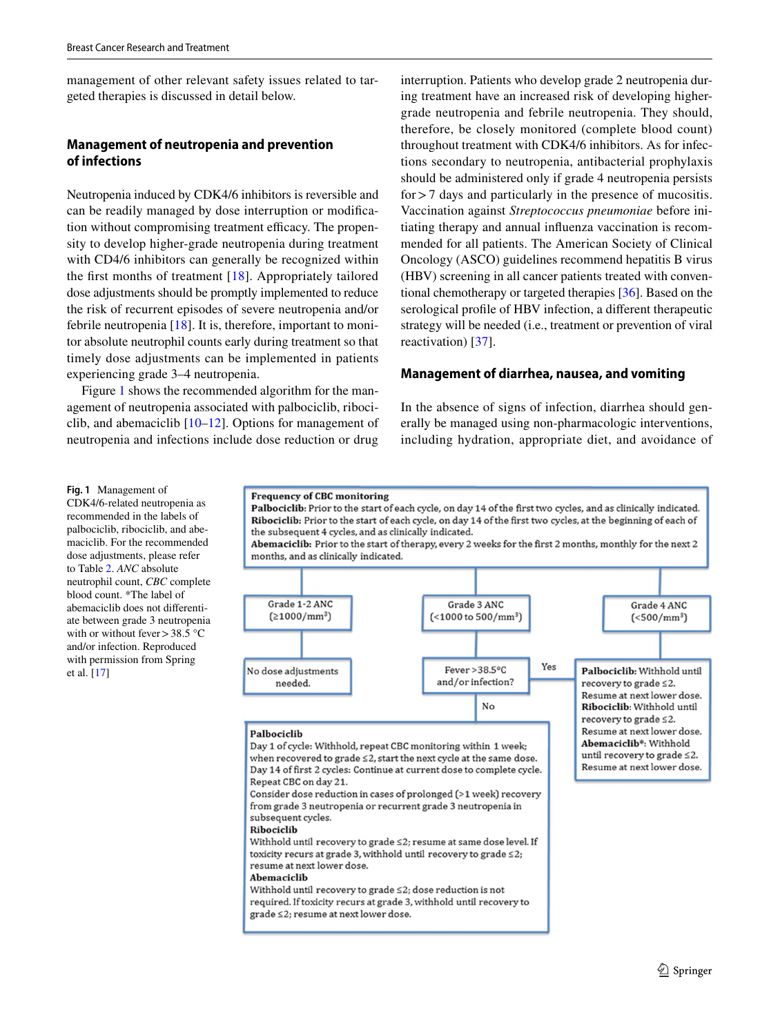management of other relevant safety issues related to targeted therapies is discussed in detail below.

## Management of neutropenia and prevention of infections

Neutropenia induced by CDK4/6 inhibitors is reversible and can be readily managed by dose interruption or modification without compromising treatment efficacy. The propensity to develop higher-grade neutropenia during treatment with CD4/6 inhibitors can generally be recognized within the first months of treatment [18]. Appropriately tailored dose adjustments should be promptly implemented to reduce the risk of recurrent episodes of severe neutropenia and/or febrile neutropenia [18]. It is, therefore, important to monitor absolute neutrophil counts early during treatment so that timely dose adjustments can be implemented in patients experiencing grade 3–4 neutropenia.

Figure 1 shows the recommended algorithm for the management of neutropenia associated with palbociclib, ribociclib, and abemaciclib [10–12]. Options for management of neutropenia and infections include dose reduction or drug interruption. Patients who develop grade 2 neutropenia during treatment have an increased risk of developing higher-grade neutropenia and febrile neutropenia. They should, therefore, be closely monitored (complete blood count) throughout treatment with CDK4/6 inhibitors. As for infections secondary to neutropenia, antibacterial prophylaxis should be administered only if grade 4 neutropenia persists for > 7 days and particularly in the presence of mucositis. Vaccination against *Streptococcus pneumoniae* before initiating therapy and annual influenza vaccination is recommended for all patients. The American Society of Clinical Oncology (ASCO) guidelines recommend hepatitis B virus (HBV) screening in all cancer patients treated with conventional chemotherapy or targeted therapies [36]. Based on the serological profile of HBV infection, a different therapeutic strategy will be needed (i.e., treatment or prevention of viral reactivation) [37].

## Management of diarrhea, nausea, and vomiting

In the absence of signs of infection, diarrhea should generally be managed using non-pharmacologic interventions, including hydration, appropriate diet, and avoidance of

**Frequency of CBC monitoring**
**Palbociclib:** Prior to the start of each cycle, on day 14 of the first two cycles, and as clinically indicated.
**Ribociclib:** Prior to the start of each cycle, on day 14 of the first two cycles, at the beginning of each of the subsequent 4 cycles, and as clinically indicated.
**Abemaciclib:** Prior to the start of therapy, every 2 weeks for the first 2 months, monthly for the next 2 months, and as clinically indicated.

Grade 1-2 ANC (≥1000/mm³) → No dose adjustments needed.

Grade 3 ANC (<1000 to 500/mm³) → Fever >38.5°C and/or infection?

No →
**Palbociclib**
Day 1 of cycle: Withhold, repeat CBC monitoring within 1 week; when recovered to grade ≤2, start the next cycle at the same dose.
Day 14 of first 2 cycles: Continue at current dose to complete cycle. Repeat CBC on day 21.
Consider dose reduction in cases of prolonged (>1 week) recovery from grade 3 neutropenia or recurrent grade 3 neutropenia in subsequent cycles.
**Ribociclib**
Withhold until recovery to grade ≤2; resume at same dose level. If toxicity recurs at grade 3, withhold until recovery to grade ≤2; resume at next lower dose.
**Abemaciclib**
Withhold until recovery to grade ≤2; dose reduction is not required. If toxicity recurs at grade 3, withhold until recovery to grade ≤2; resume at next lower dose.

Yes → (same as Grade 4)

Grade 4 ANC (<500/mm³) →
**Palbociclib:** Withhold until recovery to grade ≤2. Resume at next lower dose.
**Ribociclib:** Withhold until recovery to grade ≤2. Resume at next lower dose.
**Abemaciclib\*:** Withhold until recovery to grade ≤2. Resume at next lower dose.

**Fig. 1** Management of CDK4/6-related neutropenia as recommended in the labels of palbociclib, ribociclib, and abemaciclib. For the recommended dose adjustments, please refer to Table 2. *ANC* absolute neutrophil count, *CBC* complete blood count. *The label of abemaciclib does not differentiate between grade 3 neutropenia with or without fever > 38.5 °C and/or infection. Reproduced with permission from Spring et al. [17]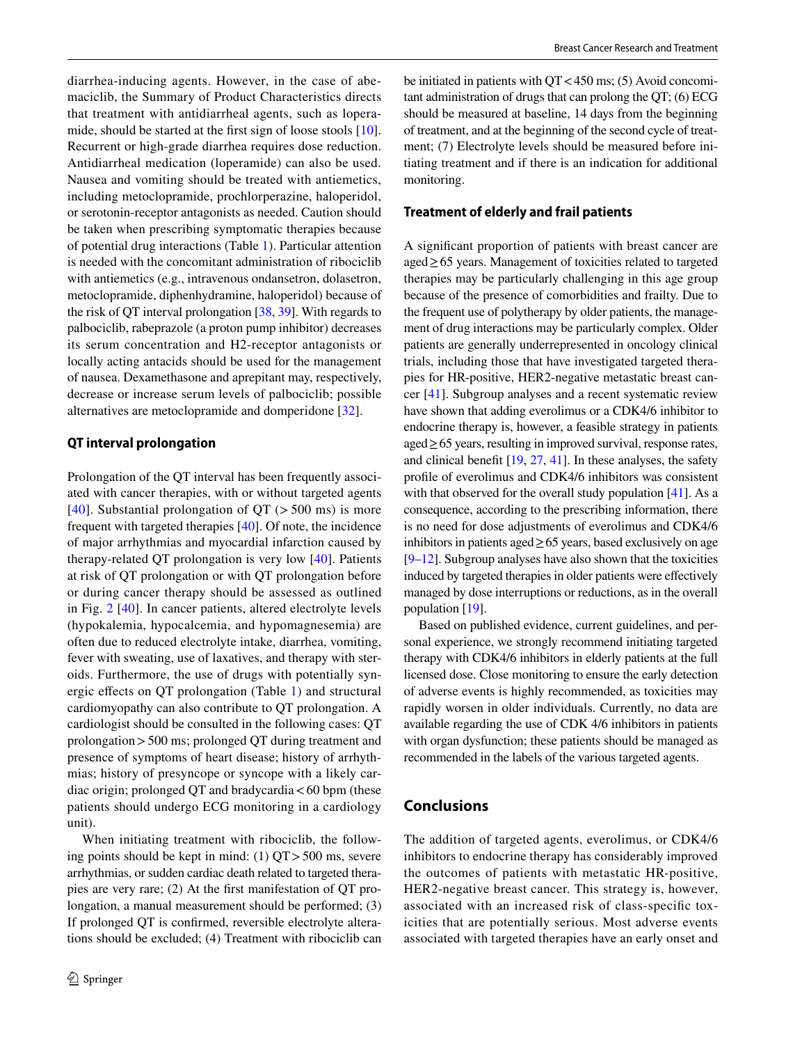diarrhea-inducing agents. However, in the case of abemaciclib, the Summary of Product Characteristics directs that treatment with antidiarrheal agents, such as loperamide, should be started at the first sign of loose stools [10]. Recurrent or high-grade diarrhea requires dose reduction. Antidiarrheal medication (loperamide) can also be used. Nausea and vomiting should be treated with antiemetics, including metoclopramide, prochlorperazine, haloperidol, or serotonin-receptor antagonists as needed. Caution should be taken when prescribing symptomatic therapies because of potential drug interactions (Table 1). Particular attention is needed with the concomitant administration of ribociclib with antiemetics (e.g., intravenous ondansetron, dolasetron, metoclopramide, diphenhydramine, haloperidol) because of the risk of QT interval prolongation [38, 39]. With regards to palbociclib, rabeprazole (a proton pump inhibitor) decreases its serum concentration and H2-receptor antagonists or locally acting antacids should be used for the management of nausea. Dexamethasone and aprepitant may, respectively, decrease or increase serum levels of palbociclib; possible alternatives are metoclopramide and domperidone [32].

### QT interval prolongation

Prolongation of the QT interval has been frequently associated with cancer therapies, with or without targeted agents [40]. Substantial prolongation of QT (> 500 ms) is more frequent with targeted therapies [40]. Of note, the incidence of major arrhythmias and myocardial infarction caused by therapy-related QT prolongation is very low [40]. Patients at risk of QT prolongation or with QT prolongation before or during cancer therapy should be assessed as outlined in Fig. 2 [40]. In cancer patients, altered electrolyte levels (hypokalemia, hypocalcemia, and hypomagnesemia) are often due to reduced electrolyte intake, diarrhea, vomiting, fever with sweating, use of laxatives, and therapy with steroids. Furthermore, the use of drugs with potentially synergic effects on QT prolongation (Table 1) and structural cardiomyopathy can also contribute to QT prolongation. A cardiologist should be consulted in the following cases: QT prolongation > 500 ms; prolonged QT during treatment and presence of symptoms of heart disease; history of arrhythmias; history of presyncope or syncope with a likely cardiac origin; prolonged QT and bradycardia < 60 bpm (these patients should undergo ECG monitoring in a cardiology unit).

When initiating treatment with ribociclib, the following points should be kept in mind: (1) QT > 500 ms, severe arrhythmias, or sudden cardiac death related to targeted therapies are very rare; (2) At the first manifestation of QT prolongation, a manual measurement should be performed; (3) If prolonged QT is confirmed, reversible electrolyte alterations should be excluded; (4) Treatment with ribociclib can be initiated in patients with QT < 450 ms; (5) Avoid concomitant administration of drugs that can prolong the QT; (6) ECG should be measured at baseline, 14 days from the beginning of treatment, and at the beginning of the second cycle of treatment; (7) Electrolyte levels should be measured before initiating treatment and if there is an indication for additional monitoring.

### Treatment of elderly and frail patients

A significant proportion of patients with breast cancer are aged ≥ 65 years. Management of toxicities related to targeted therapies may be particularly challenging in this age group because of the presence of comorbidities and frailty. Due to the frequent use of polytherapy by older patients, the management of drug interactions may be particularly complex. Older patients are generally underrepresented in oncology clinical trials, including those that have investigated targeted therapies for HR-positive, HER2-negative metastatic breast cancer [41]. Subgroup analyses and a recent systematic review have shown that adding everolimus or a CDK4/6 inhibitor to endocrine therapy is, however, a feasible strategy in patients aged ≥ 65 years, resulting in improved survival, response rates, and clinical benefit [19, 27, 41]. In these analyses, the safety profile of everolimus and CDK4/6 inhibitors was consistent with that observed for the overall study population [41]. As a consequence, according to the prescribing information, there is no need for dose adjustments of everolimus and CDK4/6 inhibitors in patients aged ≥ 65 years, based exclusively on age [9–12]. Subgroup analyses have also shown that the toxicities induced by targeted therapies in older patients were effectively managed by dose interruptions or reductions, as in the overall population [19].

Based on published evidence, current guidelines, and personal experience, we strongly recommend initiating targeted therapy with CDK4/6 inhibitors in elderly patients at the full licensed dose. Close monitoring to ensure the early detection of adverse events is highly recommended, as toxicities may rapidly worsen in older individuals. Currently, no data are available regarding the use of CDK 4/6 inhibitors in patients with organ dysfunction; these patients should be managed as recommended in the labels of the various targeted agents.

## Conclusions

The addition of targeted agents, everolimus, or CDK4/6 inhibitors to endocrine therapy has considerably improved the outcomes of patients with metastatic HR-positive, HER2-negative breast cancer. This strategy is, however, associated with an increased risk of class-specific toxicities that are potentially serious. Most adverse events associated with targeted therapies have an early onset and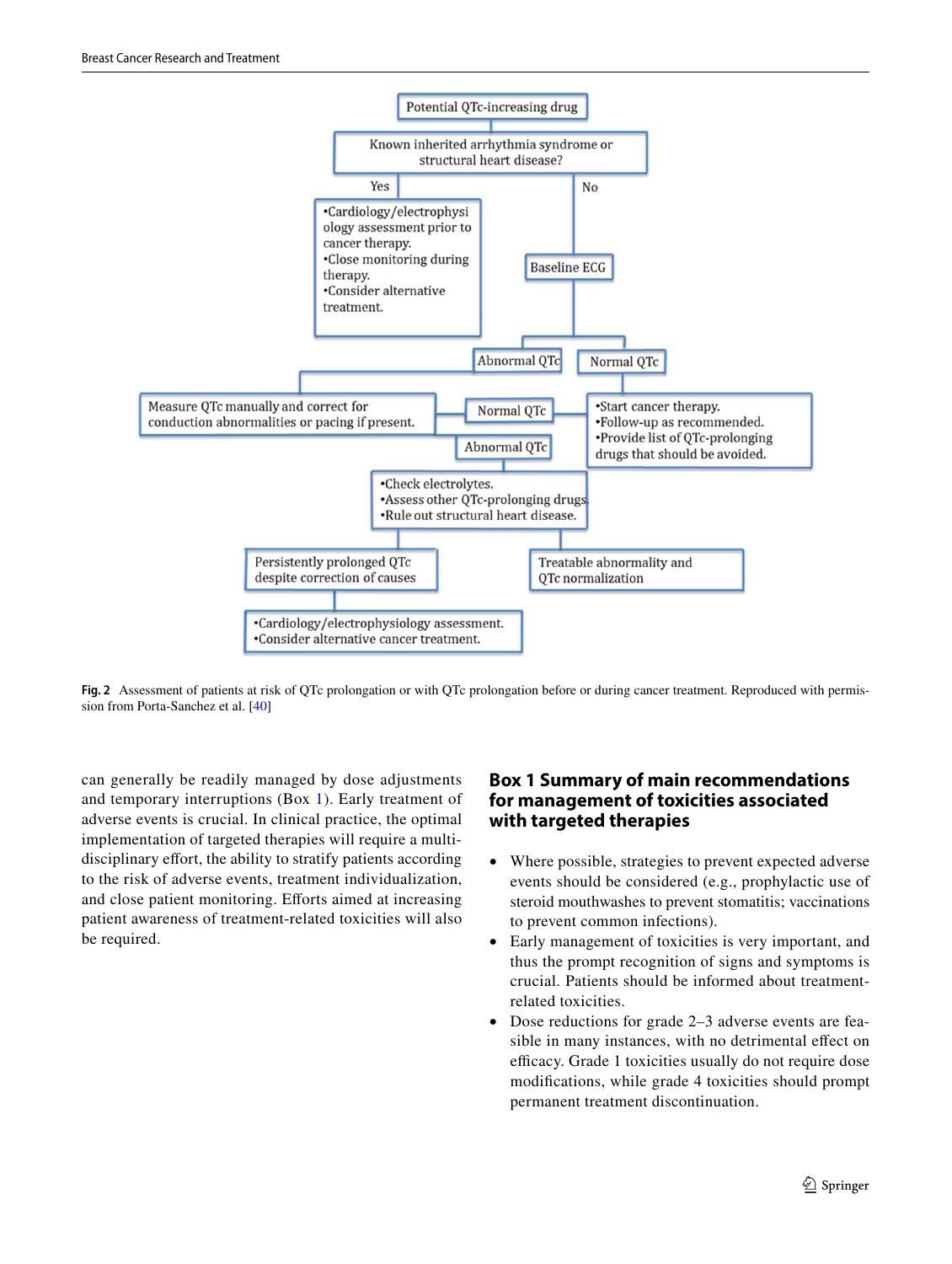Potential QTc-increasing drug

Known inherited arrhythmia syndrome or structural heart disease?

Yes

- Cardiology/electrophysiology assessment prior to cancer therapy.
- Close monitoring during therapy.
- Consider alternative treatment.

No

Baseline ECG

Abnormal QTc

Normal QTc

Measure QTc manually and correct for conduction abnormalities or pacing if present.

Normal QTc

- Start cancer therapy.
- Follow-up as recommended.
- Provide list of QTc-prolonging drugs that should be avoided.

Abnormal QTc

- Check electrolytes.
- Assess other QTc-prolonging drugs.
- Rule out structural heart disease.

Persistently prolonged QTc despite correction of causes

Treatable abnormality and QTc normalization

- Cardiology/electrophysiology assessment.
- Consider alternative cancer treatment.

**Fig. 2** Assessment of patients at risk of QTc prolongation or with QTc prolongation before or during cancer treatment. Reproduced with permission from Porta-Sanchez et al. [40]

can generally be readily managed by dose adjustments and temporary interruptions (Box 1). Early treatment of adverse events is crucial. In clinical practice, the optimal implementation of targeted therapies will require a multidisciplinary effort, the ability to stratify patients according to the risk of adverse events, treatment individualization, and close patient monitoring. Efforts aimed at increasing patient awareness of treatment-related toxicities will also be required.

### Box 1 Summary of main recommendations for management of toxicities associated with targeted therapies

- Where possible, strategies to prevent expected adverse events should be considered (e.g., prophylactic use of steroid mouthwashes to prevent stomatitis; vaccinations to prevent common infections).
- Early management of toxicities is very important, and thus the prompt recognition of signs and symptoms is crucial. Patients should be informed about treatment-related toxicities.
- Dose reductions for grade 2–3 adverse events are feasible in many instances, with no detrimental effect on efficacy. Grade 1 toxicities usually do not require dose modifications, while grade 4 toxicities should prompt permanent treatment discontinuation.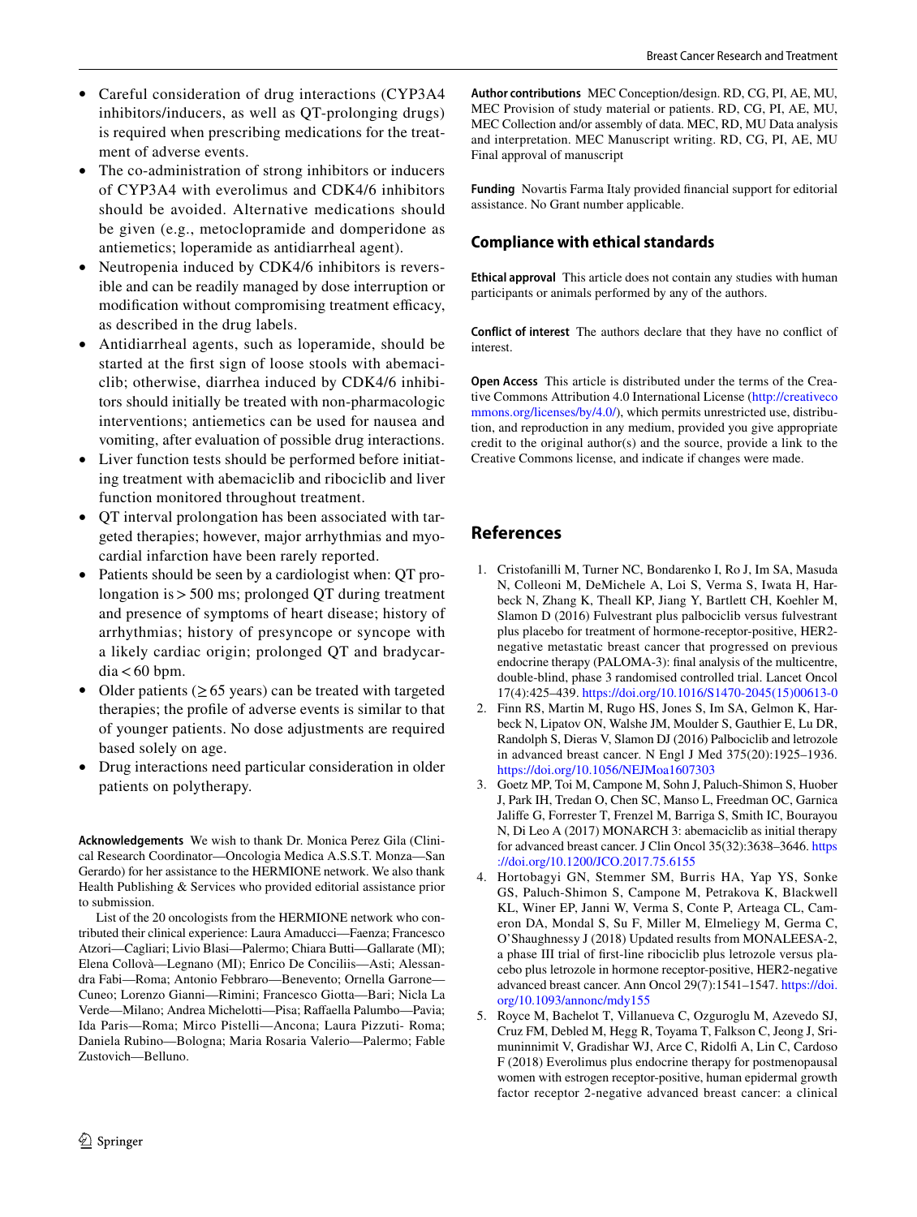- Careful consideration of drug interactions (CYP3A4 inhibitors/inducers, as well as QT-prolonging drugs) is required when prescribing medications for the treatment of adverse events.
- The co-administration of strong inhibitors or inducers of CYP3A4 with everolimus and CDK4/6 inhibitors should be avoided. Alternative medications should be given (e.g., metoclopramide and domperidone as antiemetics; loperamide as antidiarrheal agent).
- Neutropenia induced by CDK4/6 inhibitors is reversible and can be readily managed by dose interruption or modification without compromising treatment efficacy, as described in the drug labels.
- Antidiarrheal agents, such as loperamide, should be started at the first sign of loose stools with abemaciclib; otherwise, diarrhea induced by CDK4/6 inhibitors should initially be treated with non-pharmacologic interventions; antiemetics can be used for nausea and vomiting, after evaluation of possible drug interactions.
- Liver function tests should be performed before initiating treatment with abemaciclib and ribociclib and liver function monitored throughout treatment.
- QT interval prolongation has been associated with targeted therapies; however, major arrhythmias and myocardial infarction have been rarely reported.
- Patients should be seen by a cardiologist when: QT prolongation is > 500 ms; prolonged QT during treatment and presence of symptoms of heart disease; history of arrhythmias; history of presyncope or syncope with a likely cardiac origin; prolonged QT and bradycardia < 60 bpm.
- Older patients (≥ 65 years) can be treated with targeted therapies; the profile of adverse events is similar to that of younger patients. No dose adjustments are required based solely on age.
- Drug interactions need particular consideration in older patients on polytherapy.

**Acknowledgements** We wish to thank Dr. Monica Perez Gila (Clinical Research Coordinator—Oncologia Medica A.S.S.T. Monza—San Gerardo) for her assistance to the HERMIONE network. We also thank Health Publishing & Services who provided editorial assistance prior to submission.

List of the 20 oncologists from the HERMIONE network who contributed their clinical experience: Laura Amaducci—Faenza; Francesco Atzori—Cagliari; Livio Blasi—Palermo; Chiara Butti—Gallarate (MI); Elena Collovà—Legnano (MI); Enrico De Conciliis—Asti; Alessandra Fabi—Roma; Antonio Febbraro—Benevento; Ornella Garrone—Cuneo; Lorenzo Gianni—Rimini; Francesco Giotta—Bari; Nicla La Verde—Milano; Andrea Michelotti—Pisa; Raffaella Palumbo—Pavia; Ida Paris—Roma; Mirco Pistelli—Ancona; Laura Pizzuti- Roma; Daniela Rubino—Bologna; Maria Rosaria Valerio—Palermo; Fable Zustovich—Belluno.

**Author contributions** MEC Conception/design. RD, CG, PI, AE, MU, MEC Provision of study material or patients. RD, CG, PI, AE, MU, MEC Collection and/or assembly of data. MEC, RD, MU Data analysis and interpretation. MEC Manuscript writing. RD, CG, PI, AE, MU Final approval of manuscript

**Funding** Novartis Farma Italy provided financial support for editorial assistance. No Grant number applicable.

## Compliance with ethical standards

**Ethical approval** This article does not contain any studies with human participants or animals performed by any of the authors.

**Conflict of interest** The authors declare that they have no conflict of interest.

**Open Access** This article is distributed under the terms of the Creative Commons Attribution 4.0 International License (http://creativecommons.org/licenses/by/4.0/), which permits unrestricted use, distribution, and reproduction in any medium, provided you give appropriate credit to the original author(s) and the source, provide a link to the Creative Commons license, and indicate if changes were made.

## References

1. Cristofanilli M, Turner NC, Bondarenko I, Ro J, Im SA, Masuda N, Colleoni M, DeMichele A, Loi S, Verma S, Iwata H, Harbeck N, Zhang K, Theall KP, Jiang Y, Bartlett CH, Koehler M, Slamon D (2016) Fulvestrant plus palbociclib versus fulvestrant plus placebo for treatment of hormone-receptor-positive, HER2-negative metastatic breast cancer that progressed on previous endocrine therapy (PALOMA-3): final analysis of the multicentre, double-blind, phase 3 randomised controlled trial. Lancet Oncol 17(4):425–439. https://doi.org/10.1016/S1470-2045(15)00613-0
2. Finn RS, Martin M, Rugo HS, Jones S, Im SA, Gelmon K, Harbeck N, Lipatov ON, Walshe JM, Moulder S, Gauthier E, Lu DR, Randolph S, Dieras V, Slamon DJ (2016) Palbociclib and letrozole in advanced breast cancer. N Engl J Med 375(20):1925–1936. https://doi.org/10.1056/NEJMoa1607303
3. Goetz MP, Toi M, Campone M, Sohn J, Paluch-Shimon S, Huober J, Park IH, Tredan O, Chen SC, Manso L, Freedman OC, Garnica Jaliffe G, Forrester T, Frenzel M, Barriga S, Smith IC, Bourayou N, Di Leo A (2017) MONARCH 3: abemaciclib as initial therapy for advanced breast cancer. J Clin Oncol 35(32):3638–3646. https://doi.org/10.1200/JCO.2017.75.6155
4. Hortobagyi GN, Stemmer SM, Burris HA, Yap YS, Sonke GS, Paluch-Shimon S, Campone M, Petrakova K, Blackwell KL, Winer EP, Janni W, Verma S, Conte P, Arteaga CL, Cameron DA, Mondal S, Su F, Miller M, Elmeliegy M, Germa C, O'Shaughnessy J (2018) Updated results from MONALEESA-2, a phase III trial of first-line ribociclib plus letrozole versus placebo plus letrozole in hormone receptor-positive, HER2-negative advanced breast cancer. Ann Oncol 29(7):1541–1547. https://doi.org/10.1093/annonc/mdy155
5. Royce M, Bachelot T, Villanueva C, Ozguroglu M, Azevedo SJ, Cruz FM, Debled M, Hegg R, Toyama T, Falkson C, Jeong J, Srimuninnimit V, Gradishar WJ, Arce C, Ridolfi A, Lin C, Cardoso F (2018) Everolimus plus endocrine therapy for postmenopausal women with estrogen receptor-positive, human epidermal growth factor receptor 2-negative advanced breast cancer: a clinical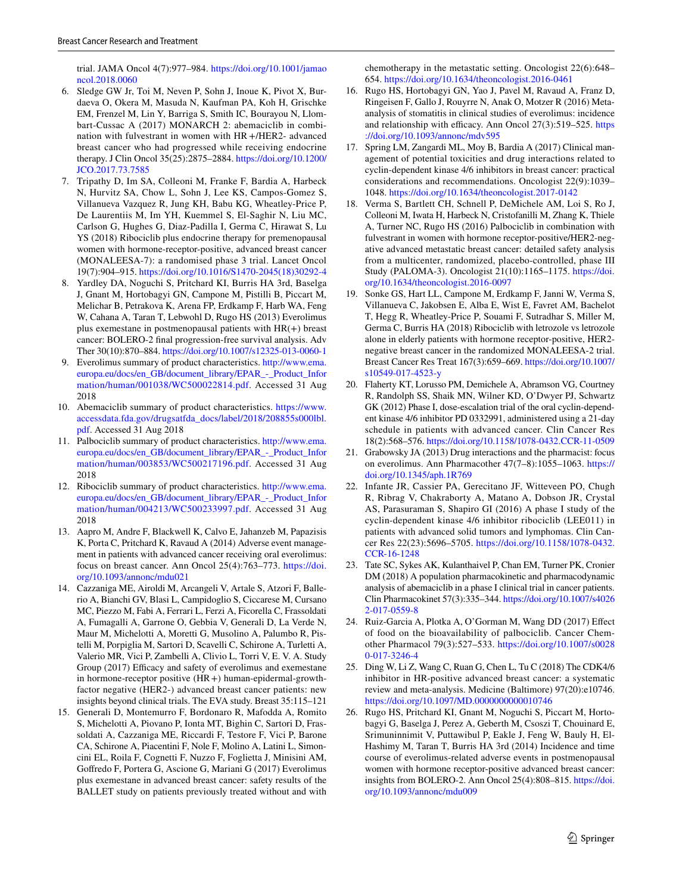trial. JAMA Oncol 4(7):977–984. https://doi.org/10.1001/jamaoncol.2018.0060

6. Sledge GW Jr, Toi M, Neven P, Sohn J, Inoue K, Pivot X, Burdaeva O, Okera M, Masuda N, Kaufman PA, Koh H, Grischke EM, Frenzel M, Lin Y, Barriga S, Smith IC, Bourayou N, Llombart-Cussac A (2017) MONARCH 2: abemaciclib in combination with fulvestrant in women with HR+/HER2- advanced breast cancer who had progressed while receiving endocrine therapy. J Clin Oncol 35(25):2875–2884. https://doi.org/10.1200/JCO.2017.73.7585
7. Tripathy D, Im SA, Colleoni M, Franke F, Bardia A, Harbeck N, Hurvitz SA, Chow L, Sohn J, Lee KS, Campos-Gomez S, Villanueva Vazquez R, Jung KH, Babu KG, Wheatley-Price P, De Laurentiis M, Im YH, Kuemmel S, El-Saghir N, Liu MC, Carlson G, Hughes G, Diaz-Padilla I, Germa C, Hirawat S, Lu YS (2018) Ribociclib plus endocrine therapy for premenopausal women with hormone-receptor-positive, advanced breast cancer (MONALEESA-7): a randomised phase 3 trial. Lancet Oncol 19(7):904–915. https://doi.org/10.1016/S1470-2045(18)30292-4
8. Yardley DA, Noguchi S, Pritchard KI, Burris HA 3rd, Baselga J, Gnant M, Hortobagyi GN, Campone M, Pistilli B, Piccart M, Melichar B, Petrakova K, Arena FP, Erdkamp F, Harb WA, Feng W, Cahana A, Taran T, Lebwohl D, Rugo HS (2013) Everolimus plus exemestane in postmenopausal patients with HR(+) breast cancer: BOLERO-2 final progression-free survival analysis. Adv Ther 30(10):870–884. https://doi.org/10.1007/s12325-013-0060-1
9. Everolimus summary of product characteristics. http://www.ema.europa.eu/docs/en_GB/document_library/EPAR_-_Product_Information/human/001038/WC500022814.pdf. Accessed 31 Aug 2018
10. Abemaciclib summary of product characteristics. https://www.accessdata.fda.gov/drugsatfda_docs/label/2018/208855s000lbl.pdf. Accessed 31 Aug 2018
11. Palbociclib summary of product characteristics. http://www.ema.europa.eu/docs/en_GB/document_library/EPAR_-_Product_Information/human/003853/WC500217196.pdf. Accessed 31 Aug 2018
12. Ribociclib summary of product characteristics. http://www.ema.europa.eu/docs/en_GB/document_library/EPAR_-_Product_Information/human/004213/WC500233997.pdf. Accessed 31 Aug 2018
13. Aapro M, Andre F, Blackwell K, Calvo E, Jahanzeb M, Papazisis K, Porta C, Pritchard K, Ravaud A (2014) Adverse event management in patients with advanced cancer receiving oral everolimus: focus on breast cancer. Ann Oncol 25(4):763–773. https://doi.org/10.1093/annonc/mdu021
14. Cazzaniga ME, Airoldi M, Arcangeli V, Artale S, Atzori F, Ballerio A, Bianchi GV, Blasi L, Campidoglio S, Ciccarese M, Cursano MC, Piezzo M, Fabi A, Ferrari L, Ferzi A, Ficorella C, Frassoldati A, Fumagalli A, Garrone O, Gebbia V, Generali D, La Verde N, Maur M, Michelotti A, Moretti G, Musolino A, Palumbo R, Pistelli M, Porpiglia M, Sartori D, Scavelli C, Schirone A, Turletti A, Valerio MR, Vici P, Zambelli A, Clivio L, Torri V, E. V. A. Study Group (2017) Efficacy and safety of everolimus and exemestane in hormone-receptor positive (HR+) human-epidermal-growth-factor negative (HER2-) advanced breast cancer patients: new insights beyond clinical trials. The EVA study. Breast 35:115–121
15. Generali D, Montemurro F, Bordonaro R, Mafodda A, Romito S, Michelotti A, Piovano P, Ionta MT, Bighin C, Sartori D, Frassoldati A, Cazzaniga ME, Riccardi F, Testore F, Vici P, Barone CA, Schirone A, Piacentini F, Nole F, Molino A, Latini L, Simoncini EL, Roila F, Cognetti F, Nuzzo F, Foglietta J, Minisini AM, Goffredo F, Portera G, Ascione G, Mariani G (2017) Everolimus plus exemestane in advanced breast cancer: safety results of the BALLET study on patients previously treated without and with chemotherapy in the metastatic setting. Oncologist 22(6):648–654. https://doi.org/10.1634/theoncologist.2016-0461
16. Rugo HS, Hortobagyi GN, Yao J, Pavel M, Ravaud A, Franz D, Ringeisen F, Gallo J, Rouyrre N, Anak O, Motzer R (2016) Meta-analysis of stomatitis in clinical studies of everolimus: incidence and relationship with efficacy. Ann Oncol 27(3):519–525. https://doi.org/10.1093/annonc/mdv595
17. Spring LM, Zangardi ML, Moy B, Bardia A (2017) Clinical management of potential toxicities and drug interactions related to cyclin-dependent kinase 4/6 inhibitors in breast cancer: practical considerations and recommendations. Oncologist 22(9):1039–1048. https://doi.org/10.1634/theoncologist.2017-0142
18. Verma S, Bartlett CH, Schnell P, DeMichele AM, Loi S, Ro J, Colleoni M, Iwata H, Harbeck N, Cristofanilli M, Zhang K, Thiele A, Turner NC, Rugo HS (2016) Palbociclib in combination with fulvestrant in women with hormone receptor-positive/HER2-negative advanced metastatic breast cancer: detailed safety analysis from a multicenter, randomized, placebo-controlled, phase III Study (PALOMA-3). Oncologist 21(10):1165–1175. https://doi.org/10.1634/theoncologist.2016-0097
19. Sonke GS, Hart LL, Campone M, Erdkamp F, Janni W, Verma S, Villanueva C, Jakobsen E, Alba E, Wist E, Favret AM, Bachelot T, Hegg R, Wheatley-Price P, Souami F, Sutradhar S, Miller M, Germa C, Burris HA (2018) Ribociclib with letrozole vs letrozole alone in elderly patients with hormone receptor-positive, HER2-negative breast cancer in the randomized MONALEESA-2 trial. Breast Cancer Res Treat 167(3):659–669. https://doi.org/10.1007/s10549-017-4523-y
20. Flaherty KT, Lorusso PM, Demichele A, Abramson VG, Courtney R, Randolph SS, Shaik MN, Wilner KD, O'Dwyer PJ, Schwartz GK (2012) Phase I, dose-escalation trial of the oral cyclin-dependent kinase 4/6 inhibitor PD 0332991, administered using a 21-day schedule in patients with advanced cancer. Clin Cancer Res 18(2):568–576. https://doi.org/10.1158/1078-0432.CCR-11-0509
21. Grabowsky JA (2013) Drug interactions and the pharmacist: focus on everolimus. Ann Pharmacother 47(7–8):1055–1063. https://doi.org/10.1345/aph.1R769
22. Infante JR, Cassier PA, Gerecitano JF, Witteveen PO, Chugh R, Ribrag V, Chakraborty A, Matano A, Dobson JR, Crystal AS, Parasuraman S, Shapiro GI (2016) A phase I study of the cyclin-dependent kinase 4/6 inhibitor ribociclib (LEE011) in patients with advanced solid tumors and lymphomas. Clin Cancer Res 22(23):5696–5705. https://doi.org/10.1158/1078-0432.CCR-16-1248
23. Tate SC, Sykes AK, Kulanthaivel P, Chan EM, Turner PK, Cronier DM (2018) A population pharmacokinetic and pharmacodynamic analysis of abemaciclib in a phase I clinical trial in cancer patients. Clin Pharmacokinet 57(3):335–344. https://doi.org/10.1007/s40262-017-0559-8
24. Ruiz-Garcia A, Plotka A, O'Gorman M, Wang DD (2017) Effect of food on the bioavailability of palbociclib. Cancer Chemother Pharmacol 79(3):527–533. https://doi.org/10.1007/s00280-017-3246-4
25. Ding W, Li Z, Wang C, Ruan G, Chen L, Tu C (2018) The CDK4/6 inhibitor in HR-positive advanced breast cancer: a systematic review and meta-analysis. Medicine (Baltimore) 97(20):e10746. https://doi.org/10.1097/MD.0000000000010746
26. Rugo HS, Pritchard KI, Gnant M, Noguchi S, Piccart M, Hortobagyi G, Baselga J, Perez A, Geberth M, Csoszi T, Chouinard E, Srimuninnimit V, Puttawibul P, Eakle J, Feng W, Bauly H, El-Hashimy M, Taran T, Burris HA 3rd (2014) Incidence and time course of everolimus-related adverse events in postmenopausal women with hormone receptor-positive advanced breast cancer: insights from BOLERO-2. Ann Oncol 25(4):808–815. https://doi.org/10.1093/annonc/mdu009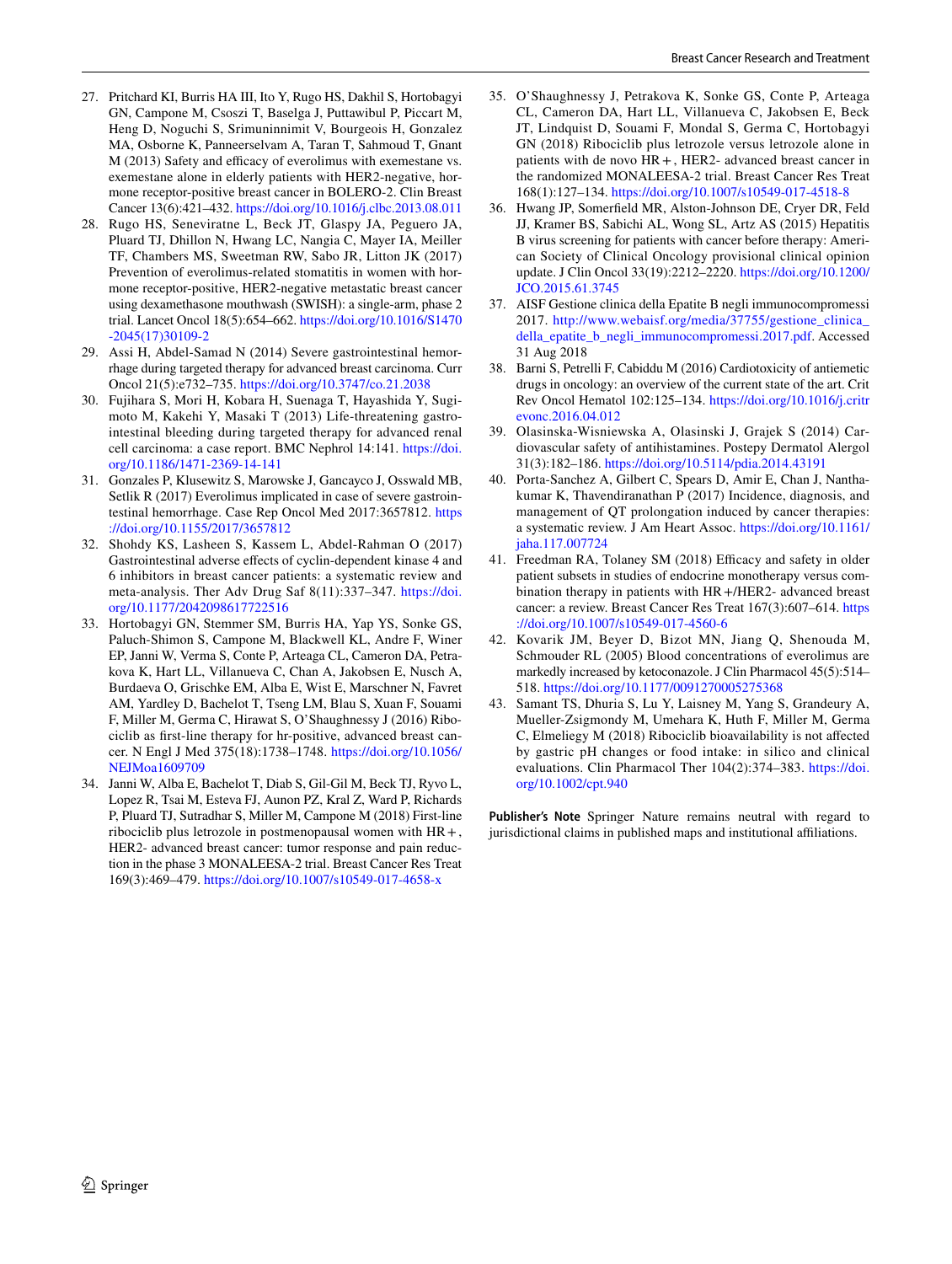27. Pritchard KI, Burris HA III, Ito Y, Rugo HS, Dakhil S, Hortobagyi GN, Campone M, Csoszi T, Baselga J, Puttawibul P, Piccart M, Heng D, Noguchi S, Srimuninnimit V, Bourgeois H, Gonzalez MA, Osborne K, Panneerselvam A, Taran T, Sahmoud T, Gnant M (2013) Safety and efficacy of everolimus with exemestane vs. exemestane alone in elderly patients with HER2-negative, hormone receptor-positive breast cancer in BOLERO-2. Clin Breast Cancer 13(6):421–432. https://doi.org/10.1016/j.clbc.2013.08.011
28. Rugo HS, Seneviratne L, Beck JT, Glaspy JA, Peguero JA, Pluard TJ, Dhillon N, Hwang LC, Nangia C, Mayer IA, Meiller TF, Chambers MS, Sweetman RW, Sabo JR, Litton JK (2017) Prevention of everolimus-related stomatitis in women with hormone receptor-positive, HER2-negative metastatic breast cancer using dexamethasone mouthwash (SWISH): a single-arm, phase 2 trial. Lancet Oncol 18(5):654–662. https://doi.org/10.1016/S1470-2045(17)30109-2
29. Assi H, Abdel-Samad N (2014) Severe gastrointestinal hemorrhage during targeted therapy for advanced breast carcinoma. Curr Oncol 21(5):e732–735. https://doi.org/10.3747/co.21.2038
30. Fujihara S, Mori H, Kobara H, Suenaga T, Hayashida Y, Sugimoto M, Kakehi Y, Masaki T (2013) Life-threatening gastrointestinal bleeding during targeted therapy for advanced renal cell carcinoma: a case report. BMC Nephrol 14:141. https://doi.org/10.1186/1471-2369-14-141
31. Gonzales P, Klusewitz S, Marowske J, Gancayco J, Osswald MB, Setlik R (2017) Everolimus implicated in case of severe gastrointestinal hemorrhage. Case Rep Oncol Med 2017:3657812. https://doi.org/10.1155/2017/3657812
32. Shohdy KS, Lasheen S, Kassem L, Abdel-Rahman O (2017) Gastrointestinal adverse effects of cyclin-dependent kinase 4 and 6 inhibitors in breast cancer patients: a systematic review and meta-analysis. Ther Adv Drug Saf 8(11):337–347. https://doi.org/10.1177/2042098617722516
33. Hortobagyi GN, Stemmer SM, Burris HA, Yap YS, Sonke GS, Paluch-Shimon S, Campone M, Blackwell KL, Andre F, Winer EP, Janni W, Verma S, Conte P, Arteaga CL, Cameron DA, Petrakova K, Hart LL, Villanueva C, Chan A, Jakobsen E, Nusch A, Burdaeva O, Grischke EM, Alba E, Wist E, Marschner N, Favret AM, Yardley D, Bachelot T, Tseng LM, Blau S, Xuan F, Souami F, Miller M, Germa C, Hirawat S, O'Shaughnessy J (2016) Ribociclib as first-line therapy for hr-positive, advanced breast cancer. N Engl J Med 375(18):1738–1748. https://doi.org/10.1056/NEJMoa1609709
34. Janni W, Alba E, Bachelot T, Diab S, Gil-Gil M, Beck TJ, Ryvo L, Lopez R, Tsai M, Esteva FJ, Aunon PZ, Kral Z, Ward P, Richards P, Pluard TJ, Sutradhar S, Miller M, Campone M (2018) First-line ribociclib plus letrozole in postmenopausal women with HR+, HER2- advanced breast cancer: tumor response and pain reduction in the phase 3 MONALEESA-2 trial. Breast Cancer Res Treat 169(3):469–479. https://doi.org/10.1007/s10549-017-4658-x
35. O'Shaughnessy J, Petrakova K, Sonke GS, Conte P, Arteaga CL, Cameron DA, Hart LL, Villanueva C, Jakobsen E, Beck JT, Lindquist D, Souami F, Mondal S, Germa C, Hortobagyi GN (2018) Ribociclib plus letrozole versus letrozole alone in patients with de novo HR+, HER2- advanced breast cancer in the randomized MONALEESA-2 trial. Breast Cancer Res Treat 168(1):127–134. https://doi.org/10.1007/s10549-017-4518-8
36. Hwang JP, Somerfield MR, Alston-Johnson DE, Cryer DR, Feld JJ, Kramer BS, Sabichi AL, Wong SL, Artz AS (2015) Hepatitis B virus screening for patients with cancer before therapy: American Society of Clinical Oncology provisional clinical opinion update. J Clin Oncol 33(19):2212–2220. https://doi.org/10.1200/JCO.2015.61.3745
37. AISF Gestione clinica della Epatite B negli immunocompromessi 2017. http://www.webaisf.org/media/37755/gestione_clinica_della_epatite_b_negli_immunocompromessi.2017.pdf. Accessed 31 Aug 2018
38. Barni S, Petrelli F, Cabiddu M (2016) Cardiotoxicity of antiemetic drugs in oncology: an overview of the current state of the art. Crit Rev Oncol Hematol 102:125–134. https://doi.org/10.1016/j.critrevonc.2016.04.012
39. Olasinska-Wisniewska A, Olasinski J, Grajek S (2014) Cardiovascular safety of antihistamines. Postepy Dermatol Alergol 31(3):182–186. https://doi.org/10.5114/pdia.2014.43191
40. Porta-Sanchez A, Gilbert C, Spears D, Amir E, Chan J, Nanthakumar K, Thavendiranathan P (2017) Incidence, diagnosis, and management of QT prolongation induced by cancer therapies: a systematic review. J Am Heart Assoc. https://doi.org/10.1161/jaha.117.007724
41. Freedman RA, Tolaney SM (2018) Efficacy and safety in older patient subsets in studies of endocrine monotherapy versus combination therapy in patients with HR+/HER2- advanced breast cancer: a review. Breast Cancer Res Treat 167(3):607–614. https://doi.org/10.1007/s10549-017-4560-6
42. Kovarik JM, Beyer D, Bizot MN, Jiang Q, Shenouda M, Schmouder RL (2005) Blood concentrations of everolimus are markedly increased by ketoconazole. J Clin Pharmacol 45(5):514–518. https://doi.org/10.1177/0091270005275368
43. Samant TS, Dhuria S, Lu Y, Laisney M, Yang S, Grandeury A, Mueller-Zsigmondy M, Umehara K, Huth F, Miller M, Germa C, Elmeliegy M (2018) Ribociclib bioavailability is not affected by gastric pH changes or food intake: in silico and clinical evaluations. Clin Pharmacol Ther 104(2):374–383. https://doi.org/10.1002/cpt.940

**Publisher's Note** Springer Nature remains neutral with regard to jurisdictional claims in published maps and institutional affiliations.